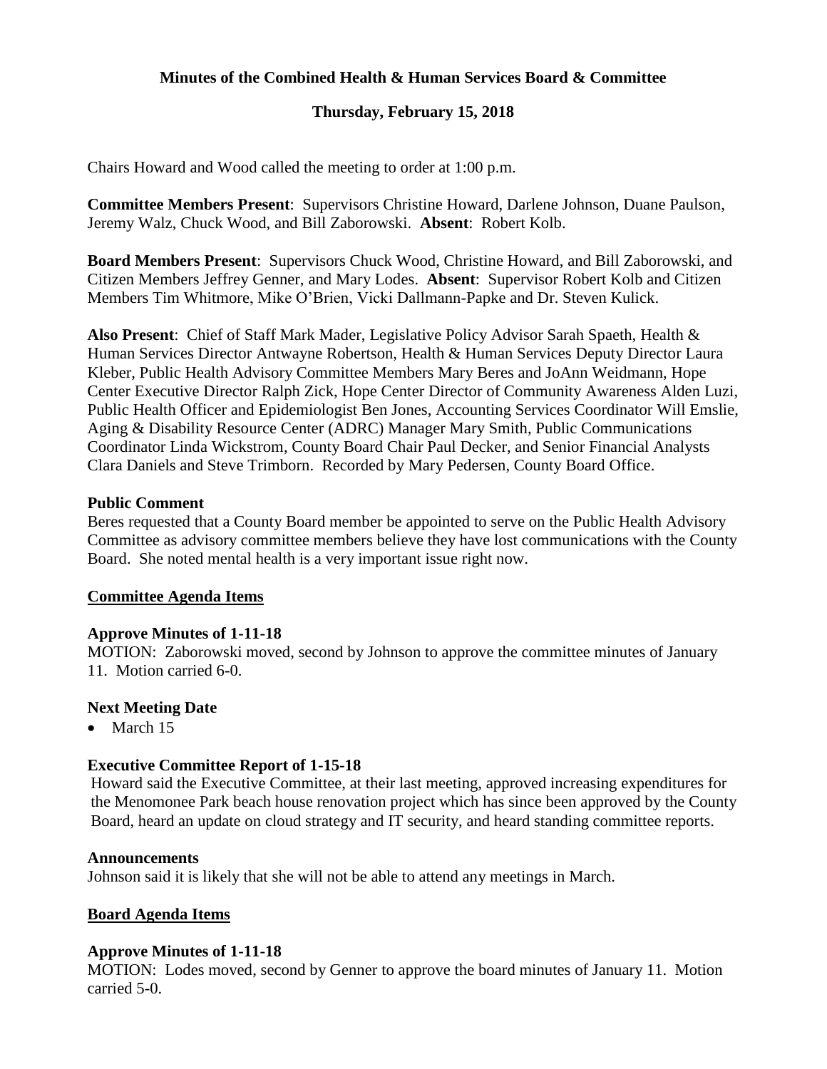# Minutes of the Combined Health & Human Services Board & Committee

## Thursday, February 15, 2018

Chairs Howard and Wood called the meeting to order at 1:00 p.m.

**Committee Members Present**: Supervisors Christine Howard, Darlene Johnson, Duane Paulson, Jeremy Walz, Chuck Wood, and Bill Zaborowski. **Absent**: Robert Kolb.

**Board Members Present**: Supervisors Chuck Wood, Christine Howard, and Bill Zaborowski, and Citizen Members Jeffrey Genner, and Mary Lodes. **Absent**: Supervisor Robert Kolb and Citizen Members Tim Whitmore, Mike O'Brien, Vicki Dallmann-Papke and Dr. Steven Kulick.

**Also Present**: Chief of Staff Mark Mader, Legislative Policy Advisor Sarah Spaeth, Health & Human Services Director Antwayne Robertson, Health & Human Services Deputy Director Laura Kleber, Public Health Advisory Committee Members Mary Beres and JoAnn Weidmann, Hope Center Executive Director Ralph Zick, Hope Center Director of Community Awareness Alden Luzi, Public Health Officer and Epidemiologist Ben Jones, Accounting Services Coordinator Will Emslie, Aging & Disability Resource Center (ADRC) Manager Mary Smith, Public Communications Coordinator Linda Wickstrom, County Board Chair Paul Decker, and Senior Financial Analysts Clara Daniels and Steve Trimborn. Recorded by Mary Pedersen, County Board Office.

### Public Comment

Beres requested that a County Board member be appointed to serve on the Public Health Advisory Committee as advisory committee members believe they have lost communications with the County Board. She noted mental health is a very important issue right now.

### Committee Agenda Items

### Approve Minutes of 1-11-18

MOTION: Zaborowski moved, second by Johnson to approve the committee minutes of January 11. Motion carried 6-0.

### Next Meeting Date

- March 15

### Executive Committee Report of 1-15-18

Howard said the Executive Committee, at their last meeting, approved increasing expenditures for the Menomonee Park beach house renovation project which has since been approved by the County Board, heard an update on cloud strategy and IT security, and heard standing committee reports.

### Announcements

Johnson said it is likely that she will not be able to attend any meetings in March.

### Board Agenda Items

### Approve Minutes of 1-11-18

MOTION: Lodes moved, second by Genner to approve the board minutes of January 11. Motion carried 5-0.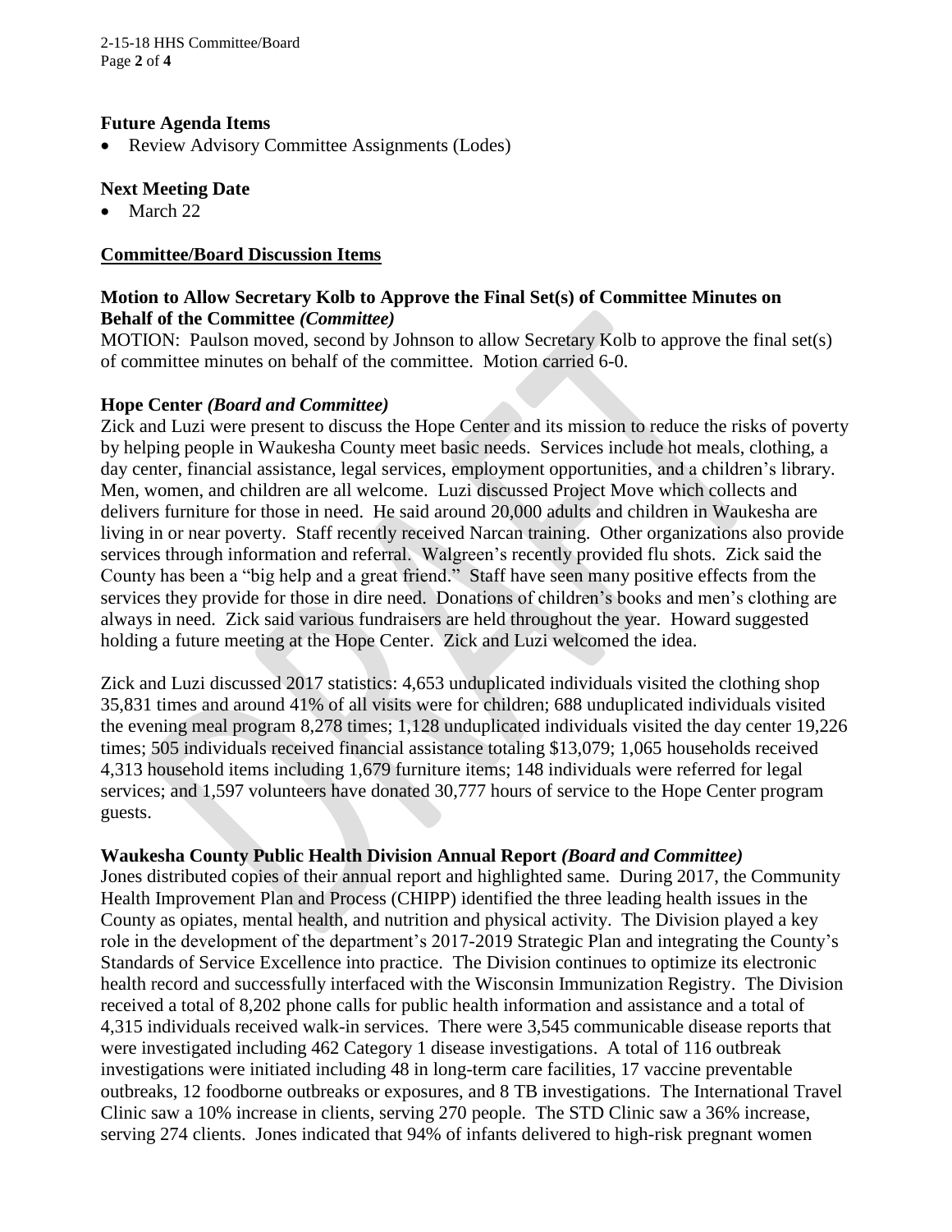### Future Agenda Items

- Review Advisory Committee Assignments (Lodes)

### Next Meeting Date

- March 22

### Committee/Board Discussion Items

**Motion to Allow Secretary Kolb to Approve the Final Set(s) of Committee Minutes on Behalf of the Committee *(Committee)***

MOTION: Paulson moved, second by Johnson to allow Secretary Kolb to approve the final set(s) of committee minutes on behalf of the committee. Motion carried 6-0.

**Hope Center *(Board and Committee)***

Zick and Luzi were present to discuss the Hope Center and its mission to reduce the risks of poverty by helping people in Waukesha County meet basic needs. Services include hot meals, clothing, a day center, financial assistance, legal services, employment opportunities, and a children's library. Men, women, and children are all welcome. Luzi discussed Project Move which collects and delivers furniture for those in need. He said around 20,000 adults and children in Waukesha are living in or near poverty. Staff recently received Narcan training. Other organizations also provide services through information and referral. Walgreen's recently provided flu shots. Zick said the County has been a "big help and a great friend." Staff have seen many positive effects from the services they provide for those in dire need. Donations of children's books and men's clothing are always in need. Zick said various fundraisers are held throughout the year. Howard suggested holding a future meeting at the Hope Center. Zick and Luzi welcomed the idea.

Zick and Luzi discussed 2017 statistics: 4,653 unduplicated individuals visited the clothing shop 35,831 times and around 41% of all visits were for children; 688 unduplicated individuals visited the evening meal program 8,278 times; 1,128 unduplicated individuals visited the day center 19,226 times; 505 individuals received financial assistance totaling $13,079; 1,065 households received 4,313 household items including 1,679 furniture items; 148 individuals were referred for legal services; and 1,597 volunteers have donated 30,777 hours of service to the Hope Center program guests.

**Waukesha County Public Health Division Annual Report *(Board and Committee)***

Jones distributed copies of their annual report and highlighted same. During 2017, the Community Health Improvement Plan and Process (CHIPP) identified the three leading health issues in the County as opiates, mental health, and nutrition and physical activity. The Division played a key role in the development of the department's 2017-2019 Strategic Plan and integrating the County's Standards of Service Excellence into practice. The Division continues to optimize its electronic health record and successfully interfaced with the Wisconsin Immunization Registry. The Division received a total of 8,202 phone calls for public health information and assistance and a total of 4,315 individuals received walk-in services. There were 3,545 communicable disease reports that were investigated including 462 Category 1 disease investigations. A total of 116 outbreak investigations were initiated including 48 in long-term care facilities, 17 vaccine preventable outbreaks, 12 foodborne outbreaks or exposures, and 8 TB investigations. The International Travel Clinic saw a 10% increase in clients, serving 270 people. The STD Clinic saw a 36% increase, serving 274 clients. Jones indicated that 94% of infants delivered to high-risk pregnant women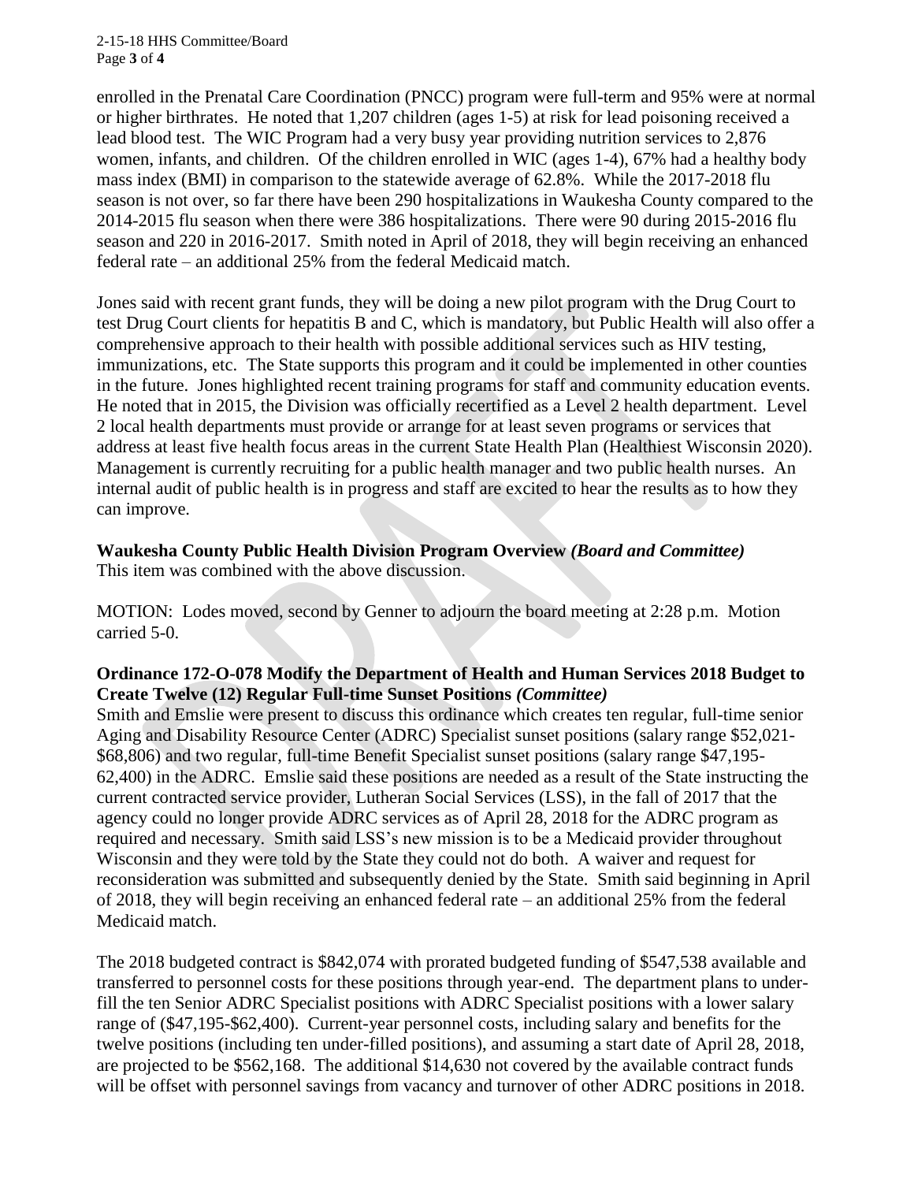enrolled in the Prenatal Care Coordination (PNCC) program were full-term and 95% were at normal or higher birthrates. He noted that 1,207 children (ages 1-5) at risk for lead poisoning received a lead blood test. The WIC Program had a very busy year providing nutrition services to 2,876 women, infants, and children. Of the children enrolled in WIC (ages 1-4), 67% had a healthy body mass index (BMI) in comparison to the statewide average of 62.8%. While the 2017-2018 flu season is not over, so far there have been 290 hospitalizations in Waukesha County compared to the 2014-2015 flu season when there were 386 hospitalizations. There were 90 during 2015-2016 flu season and 220 in 2016-2017. Smith noted in April of 2018, they will begin receiving an enhanced federal rate – an additional 25% from the federal Medicaid match.

Jones said with recent grant funds, they will be doing a new pilot program with the Drug Court to test Drug Court clients for hepatitis B and C, which is mandatory, but Public Health will also offer a comprehensive approach to their health with possible additional services such as HIV testing, immunizations, etc. The State supports this program and it could be implemented in other counties in the future. Jones highlighted recent training programs for staff and community education events. He noted that in 2015, the Division was officially recertified as a Level 2 health department. Level 2 local health departments must provide or arrange for at least seven programs or services that address at least five health focus areas in the current State Health Plan (Healthiest Wisconsin 2020). Management is currently recruiting for a public health manager and two public health nurses. An internal audit of public health is in progress and staff are excited to hear the results as to how they can improve.

**Waukesha County Public Health Division Program Overview** ***(Board and Committee)***
This item was combined with the above discussion.

MOTION: Lodes moved, second by Genner to adjourn the board meeting at 2:28 p.m. Motion carried 5-0.

**Ordinance 172-O-078 Modify the Department of Health and Human Services 2018 Budget to Create Twelve (12) Regular Full-time Sunset Positions** ***(Committee)***
Smith and Emslie were present to discuss this ordinance which creates ten regular, full-time senior Aging and Disability Resource Center (ADRC) Specialist sunset positions (salary range $52,021-$68,806) and two regular, full-time Benefit Specialist sunset positions (salary range $47,195-62,400) in the ADRC. Emslie said these positions are needed as a result of the State instructing the current contracted service provider, Lutheran Social Services (LSS), in the fall of 2017 that the agency could no longer provide ADRC services as of April 28, 2018 for the ADRC program as required and necessary. Smith said LSS's new mission is to be a Medicaid provider throughout Wisconsin and they were told by the State they could not do both. A waiver and request for reconsideration was submitted and subsequently denied by the State. Smith said beginning in April of 2018, they will begin receiving an enhanced federal rate – an additional 25% from the federal Medicaid match.

The 2018 budgeted contract is $842,074 with prorated budgeted funding of $547,538 available and transferred to personnel costs for these positions through year-end. The department plans to under-fill the ten Senior ADRC Specialist positions with ADRC Specialist positions with a lower salary range of ($47,195-$62,400). Current-year personnel costs, including salary and benefits for the twelve positions (including ten under-filled positions), and assuming a start date of April 28, 2018, are projected to be $562,168. The additional $14,630 not covered by the available contract funds will be offset with personnel savings from vacancy and turnover of other ADRC positions in 2018.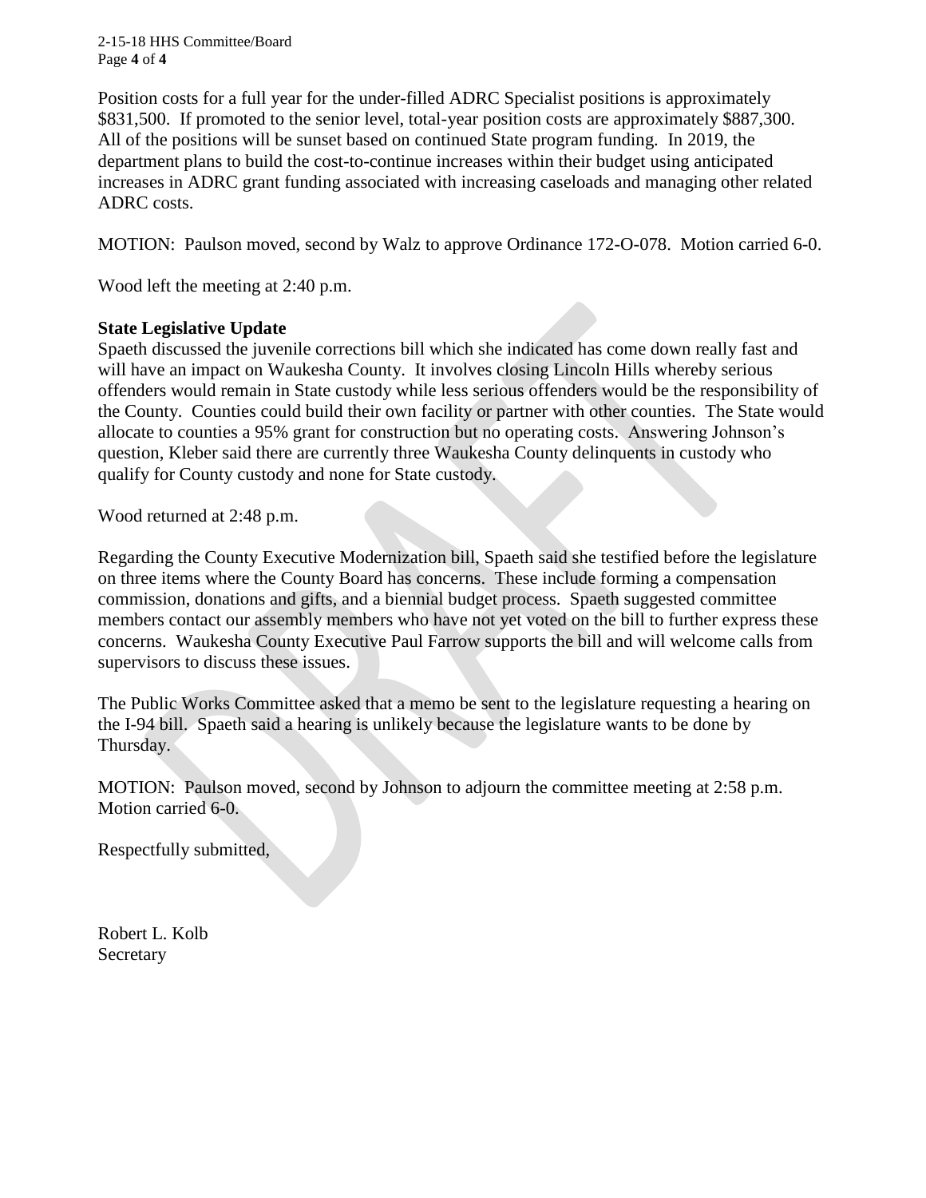Position costs for a full year for the under-filled ADRC Specialist positions is approximately $831,500. If promoted to the senior level, total-year position costs are approximately $887,300. All of the positions will be sunset based on continued State program funding. In 2019, the department plans to build the cost-to-continue increases within their budget using anticipated increases in ADRC grant funding associated with increasing caseloads and managing other related ADRC costs.

MOTION: Paulson moved, second by Walz to approve Ordinance 172-O-078. Motion carried 6-0.

Wood left the meeting at 2:40 p.m.

**State Legislative Update**

Spaeth discussed the juvenile corrections bill which she indicated has come down really fast and will have an impact on Waukesha County. It involves closing Lincoln Hills whereby serious offenders would remain in State custody while less serious offenders would be the responsibility of the County. Counties could build their own facility or partner with other counties. The State would allocate to counties a 95% grant for construction but no operating costs. Answering Johnson's question, Kleber said there are currently three Waukesha County delinquents in custody who qualify for County custody and none for State custody.

Wood returned at 2:48 p.m.

Regarding the County Executive Modernization bill, Spaeth said she testified before the legislature on three items where the County Board has concerns. These include forming a compensation commission, donations and gifts, and a biennial budget process. Spaeth suggested committee members contact our assembly members who have not yet voted on the bill to further express these concerns. Waukesha County Executive Paul Farrow supports the bill and will welcome calls from supervisors to discuss these issues.

The Public Works Committee asked that a memo be sent to the legislature requesting a hearing on the I-94 bill. Spaeth said a hearing is unlikely because the legislature wants to be done by Thursday.

MOTION: Paulson moved, second by Johnson to adjourn the committee meeting at 2:58 p.m. Motion carried 6-0.

Respectfully submitted,

Robert L. Kolb
Secretary